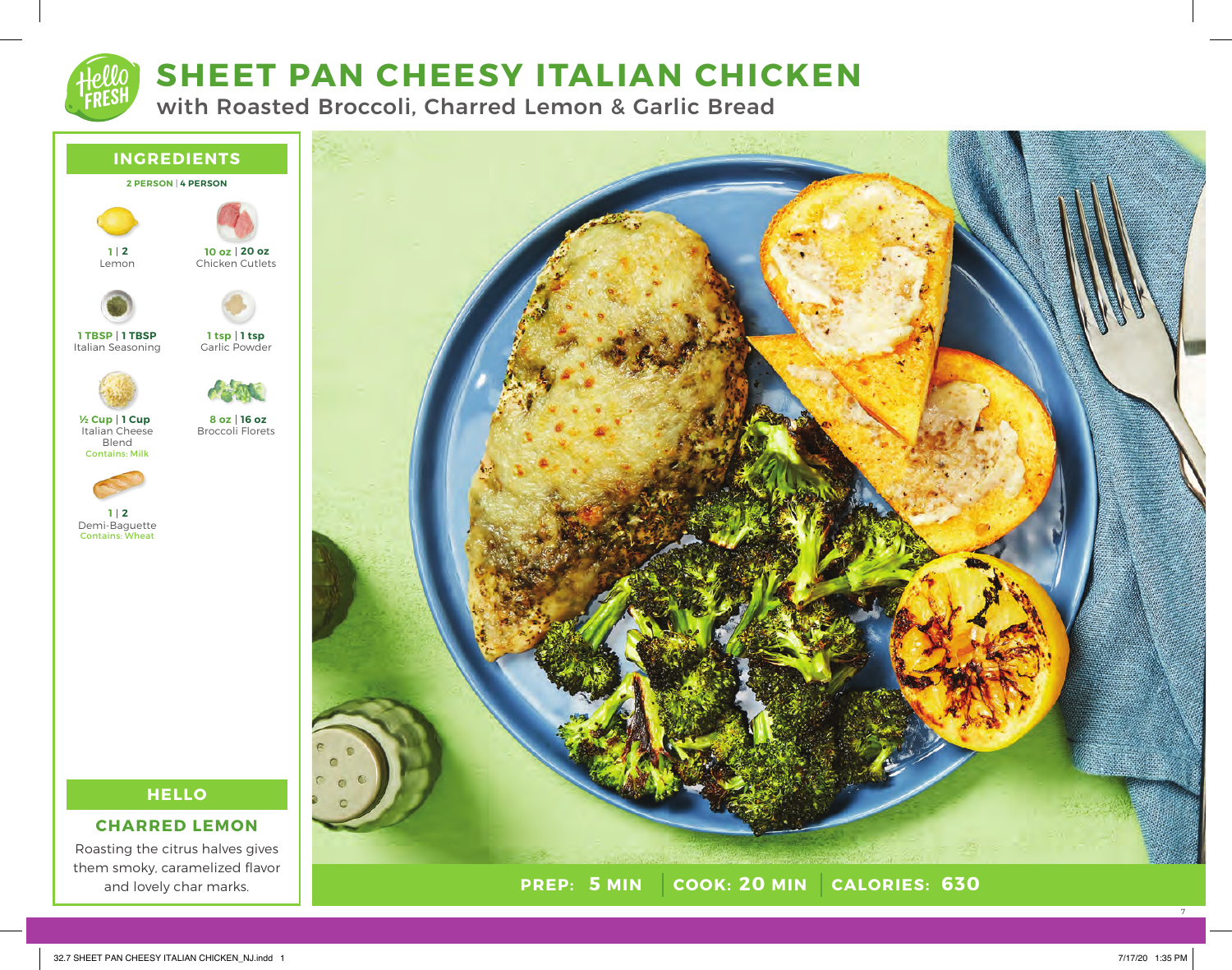# SHEET PAN CHEESY ITALIAN CHICKEN

## with Roasted Broccoli, Charred Lemon & Garlic Bread

## INGREDIENTS

**2 PERSON | 4 PERSON**

- **1 | 2** Lemon
- **10 oz | 20 oz** Chicken Cutlets
- **1 TBSP | 1 TBSP** Italian Seasoning
- **1 tsp | 1 tsp** Garlic Powder
- **½ Cup | 1 Cup** Italian Cheese Blend
  Contains: Milk
- **8 oz | 16 oz** Broccoli Florets
- **1 | 2** Demi-Baguette
  Contains: Wheat

## HELLO

### CHARRED LEMON

Roasting the citrus halves gives them smoky, caramelized flavor and lovely char marks.

**PREP: 5 MIN | COOK: 20 MIN | CALORIES: 630**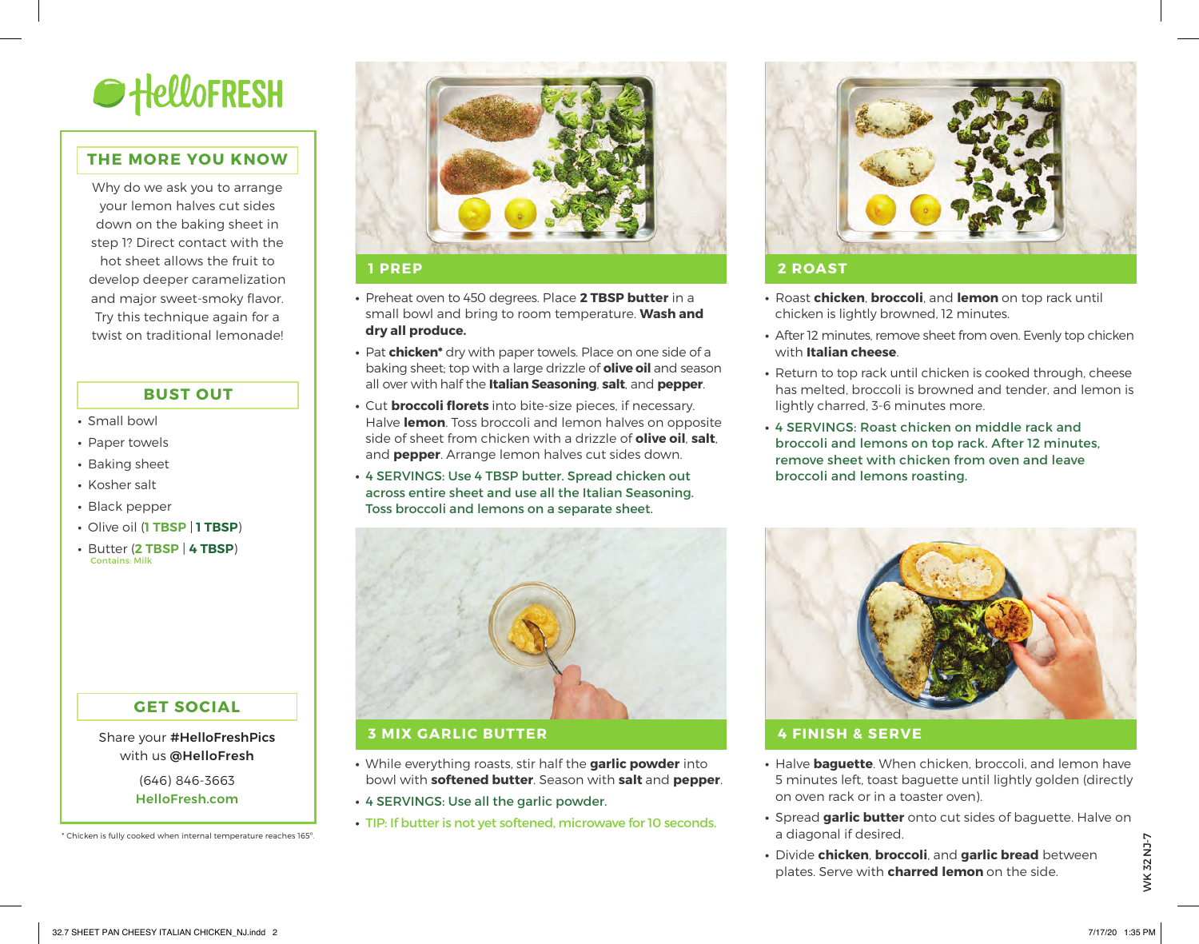# HelloFRESH

## THE MORE YOU KNOW

Why do we ask you to arrange your lemon halves cut sides down on the baking sheet in step 1? Direct contact with the hot sheet allows the fruit to develop deeper caramelization and major sweet-smoky flavor. Try this technique again for a twist on traditional lemonade!

## BUST OUT

- Small bowl
- Paper towels
- Baking sheet
- Kosher salt
- Black pepper
- Olive oil (**1 TBSP** | **1 TBSP**)
- Butter (**2 TBSP** | **4 TBSP**)
  Contains: Milk

## GET SOCIAL

Share your **#HelloFreshPics** with us **@HelloFresh**

(646) 846-3663

HelloFresh.com

\* Chicken is fully cooked when internal temperature reaches 165°.

## 1 PREP

- Preheat oven to 450 degrees. Place **2 TBSP butter** in a small bowl and bring to room temperature. **Wash and dry all produce.**
- Pat **chicken\*** dry with paper towels. Place on one side of a baking sheet; top with a large drizzle of **olive oil** and season all over with half the **Italian Seasoning**, **salt**, and **pepper**.
- Cut **broccoli florets** into bite-size pieces, if necessary. Halve **lemon**. Toss broccoli and lemon halves on opposite side of sheet from chicken with a drizzle of **olive oil**, **salt**, and **pepper**. Arrange lemon halves cut sides down.
- 4 SERVINGS: Use 4 TBSP butter. Spread chicken out across entire sheet and use all the Italian Seasoning. Toss broccoli and lemons on a separate sheet.

## 2 ROAST

- Roast **chicken**, **broccoli**, and **lemon** on top rack until chicken is lightly browned, 12 minutes.
- After 12 minutes, remove sheet from oven. Evenly top chicken with **Italian cheese**.
- Return to top rack until chicken is cooked through, cheese has melted, broccoli is browned and tender, and lemon is lightly charred, 3-6 minutes more.
- 4 SERVINGS: Roast chicken on middle rack and broccoli and lemons on top rack. After 12 minutes, remove sheet with chicken from oven and leave broccoli and lemons roasting.

## 3 MIX GARLIC BUTTER

- While everything roasts, stir half the **garlic powder** into bowl with **softened butter**. Season with **salt** and **pepper**.
- 4 SERVINGS: Use all the garlic powder.
- TIP: If butter is not yet softened, microwave for 10 seconds.

## 4 FINISH & SERVE

- Halve **baguette**. When chicken, broccoli, and lemon have 5 minutes left, toast baguette until lightly golden (directly on oven rack or in a toaster oven).
- Spread **garlic butter** onto cut sides of baguette. Halve on a diagonal if desired.
- Divide **chicken**, **broccoli**, and **garlic bread** between plates. Serve with **charred lemon** on the side.

WK 32 NJ-7